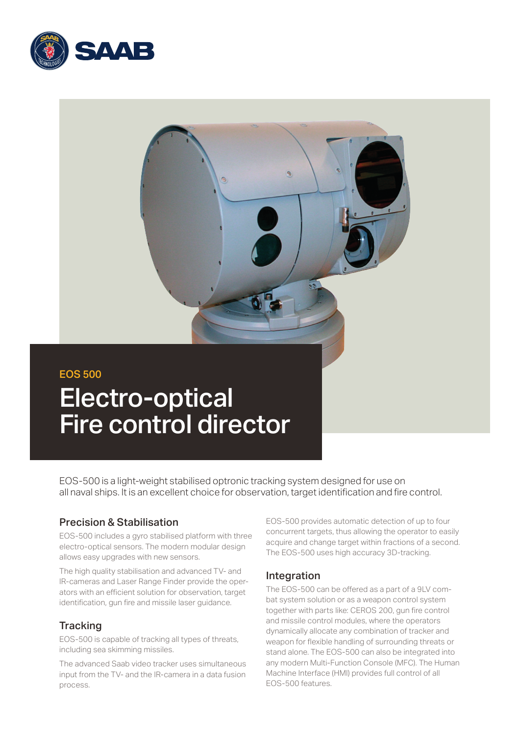EOS 500

# Electro-optical Fire control director

EOS-500 is a light-weight stabilised optronic tracking system designed for use on all naval ships. It is an excellent choice for observation, target identification and fire control.

## Precision & Stabilisation

EOS-500 includes a gyro stabilised platform with three electro-optical sensors. The modern modular design allows easy upgrades with new sensors.

The high quality stabilisation and advanced TV- and IR-cameras and Laser Range Finder provide the operators with an efficient solution for observation, target identification, gun fire and missile laser guidance.

## Tracking

EOS-500 is capable of tracking all types of threats, including sea skimming missiles.

The advanced Saab video tracker uses simultaneous input from the TV- and the IR-camera in a data fusion process.

EOS-500 provides automatic detection of up to four concurrent targets, thus allowing the operator to easily acquire and change target within fractions of a second. The EOS-500 uses high accuracy 3D-tracking.

## Integration

The EOS-500 can be offered as a part of a 9LV combat system solution or as a weapon control system together with parts like: CEROS 200, gun fire control and missile control modules, where the operators dynamically allocate any combination of tracker and weapon for flexible handling of surrounding threats or stand alone. The EOS-500 can also be integrated into any modern Multi-Function Console (MFC). The Human Machine Interface (HMI) provides full control of all EOS-500 features.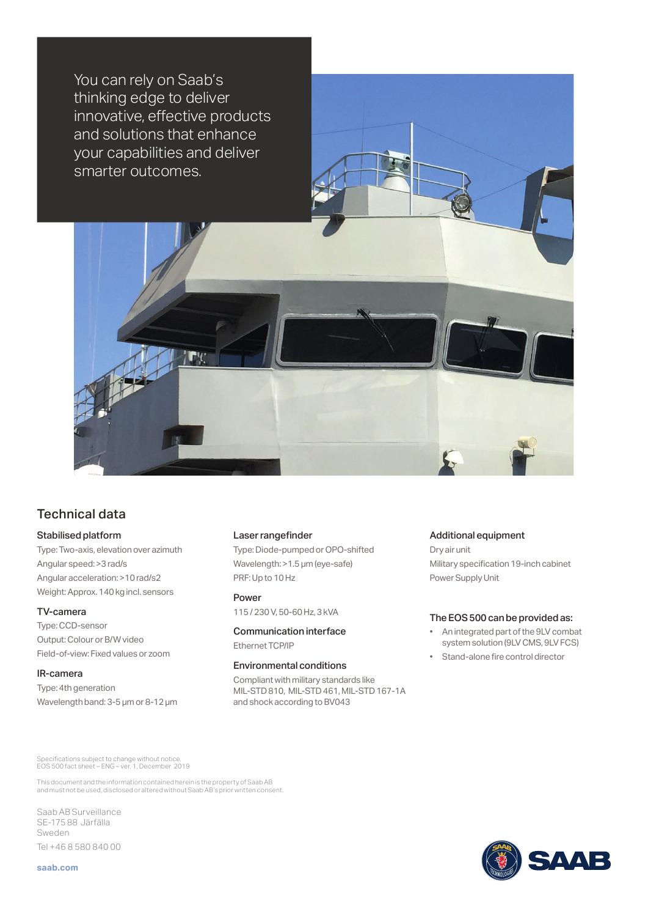You can rely on Saab's thinking edge to deliver innovative, effective products and solutions that enhance your capabilities and deliver smarter outcomes.

## Technical data

### Stabilised platform

Type: Two-axis, elevation over azimuth
Angular speed: >3 rad/s
Angular acceleration: >10 rad/s2
Weight: Approx. 140 kg incl. sensors

### TV-camera

Type: CCD-sensor
Output: Colour or B/W video
Field-of-view: Fixed values or zoom

### IR-camera

Type: 4th generation
Wavelength band: 3-5 µm or 8-12 µm

### Laser rangefinder

Type: Diode-pumped or OPO-shifted
Wavelength: >1.5 µm (eye-safe)
PRF: Up to 10 Hz

### Power

115 / 230 V, 50-60 Hz, 3 kVA

### Communication interface

Ethernet TCP/IP

### Environmental conditions

Compliant with military standards like MIL-STD 810, MIL-STD 461, MIL-STD 167-1A and shock according to BV043

### Additional equipment

Dry air unit
Military specification 19-inch cabinet
Power Supply Unit

### The EOS 500 can be provided as:

- An integrated part of the 9LV combat system solution (9LV CMS, 9LV FCS)
- Stand-alone fire control director

Specifications subject to change without notice.
EOS 500 fact sheet – ENG – ver. 1, December 2019

This document and the information contained herein is the property of Saab AB and must not be used, disclosed or altered without Saab AB's prior written consent.

Saab AB Surveillance
SE-175 88 Järfälla
Sweden

Tel +46 8 580 840 00

**saab.com**